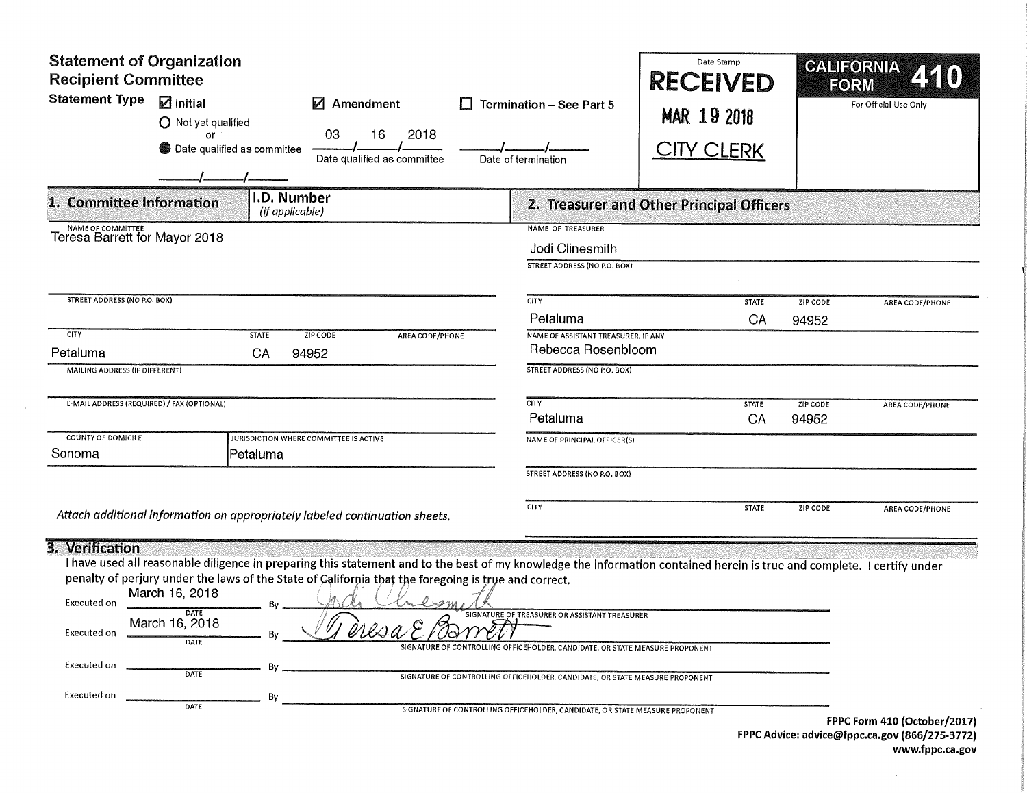# Statement of Organization
## Recipient Committee

**CALIFORNIA FORM 410**

For Official Use Only

Date Stamp

**RECEIVED**
MAR 19 2018
CITY CLERK

**Statement Type**

- ☑ Initial
  - ○ Not yet qualified
  - or
  - ● Date qualified as committee ____/____/____
- ☑ Amendment — 03 / 16 / 2018 — Date qualified as committee
- ☐ Termination – See Part 5 — ____/____/____ Date of termination

## 1. Committee Information

**I.D. Number** *(if applicable)*

NAME OF COMMITTEE
Teresa Barrett for Mayor 2018

STREET ADDRESS (NO P.O. BOX)

| CITY | STATE | ZIP CODE | AREA CODE/PHONE |
|---|---|---|---|
| Petaluma | CA | 94952 | |

MAILING ADDRESS (IF DIFFERENT)

E-MAIL ADDRESS (REQUIRED) / FAX (OPTIONAL)

| COUNTY OF DOMICILE | JURISDICTION WHERE COMMITTEE IS ACTIVE |
|---|---|
| Sonoma | Petaluma |

*Attach additional information on appropriately labeled continuation sheets.*

## 2. Treasurer and Other Principal Officers

NAME OF TREASURER
Jodi Clinesmith

STREET ADDRESS (NO P.O. BOX)

| CITY | STATE | ZIP CODE | AREA CODE/PHONE |
|---|---|---|---|
| Petaluma | CA | 94952 | |

NAME OF ASSISTANT TREASURER, IF ANY
Rebecca Rosenbloom

STREET ADDRESS (NO P.O. BOX)

| CITY | STATE | ZIP CODE | AREA CODE/PHONE |
|---|---|---|---|
| Petaluma | CA | 94952 | |

NAME OF PRINCIPAL OFFICER(S)

STREET ADDRESS (NO P.O. BOX)

| CITY | STATE | ZIP CODE | AREA CODE/PHONE |
|---|---|---|---|
| | | | |

## 3. Verification

I have used all reasonable diligence in preparing this statement and to the best of my knowledge the information contained herein is true and complete. I certify under penalty of perjury under the laws of the State of California that the foregoing is true and correct.

Executed on March 16, 2018 (DATE) By Jodi Clinesmith — SIGNATURE OF TREASURER OR ASSISTANT TREASURER

Executed on March 16, 2018 (DATE) By Teresa E Barrett — SIGNATURE OF CONTROLLING OFFICEHOLDER, CANDIDATE, OR STATE MEASURE PROPONENT

Executed on ________ (DATE) By ________ SIGNATURE OF CONTROLLING OFFICEHOLDER, CANDIDATE, OR STATE MEASURE PROPONENT

Executed on ________ (DATE) By ________ SIGNATURE OF CONTROLLING OFFICEHOLDER, CANDIDATE, OR STATE MEASURE PROPONENT

**FPPC Form 410 (October/2017)**
**FPPC Advice: advice@fppc.ca.gov (866/275-3772)**
**www.fppc.ca.gov**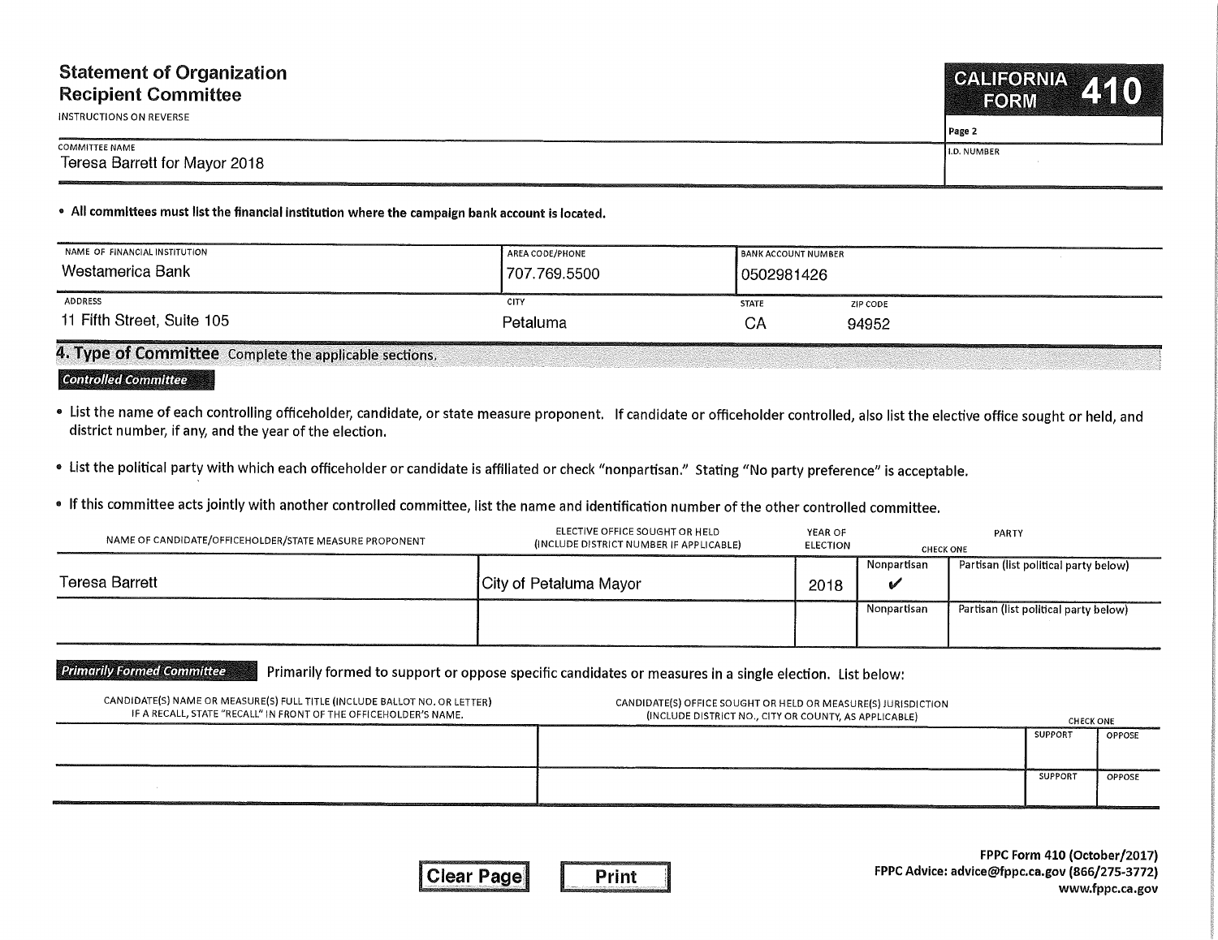# Statement of Organization
## Recipient Committee

INSTRUCTIONS ON REVERSE

**CALIFORNIA FORM 410**

Page 2

| COMMITTEE NAME | I.D. NUMBER |
|---|---|
| Teresa Barrett for Mayor 2018 | |

- **All committees must list the financial institution where the campaign bank account is located.**

| NAME OF FINANCIAL INSTITUTION | AREA CODE/PHONE | BANK ACCOUNT NUMBER | |
|---|---|---|---|
| Westamerica Bank | 707.769.5500 | 0502981426 | |
| **ADDRESS** | **CITY** | **STATE** | **ZIP CODE** |
| 11 Fifth Street, Suite 105 | Petaluma | CA | 94952 |

## 4. Type of Committee

Complete the applicable sections.

### Controlled Committee

- List the name of each controlling officeholder, candidate, or state measure proponent. If candidate or officeholder controlled, also list the elective office sought or held, and district number, if any, and the year of the election.
- List the political party with which each officeholder or candidate is affiliated or check "nonpartisan." Stating "No party preference" is acceptable.
- If this committee acts jointly with another controlled committee, list the name and identification number of the other controlled committee.

| NAME OF CANDIDATE/OFFICEHOLDER/STATE MEASURE PROPONENT | ELECTIVE OFFICE SOUGHT OR HELD (INCLUDE DISTRICT NUMBER IF APPLICABLE) | YEAR OF ELECTION | PARTY (CHECK ONE): Nonpartisan | Partisan (list political party below) |
|---|---|---|---|---|
| Teresa Barrett | City of Petaluma Mayor | 2018 | ✔ | |
| | | | | |

### Primarily Formed Committee

Primarily formed to support or oppose specific candidates or measures in a single election. List below:

| CANDIDATE(S) NAME OR MEASURE(S) FULL TITLE (INCLUDE BALLOT NO. OR LETTER) IF A RECALL, STATE "RECALL" IN FRONT OF THE OFFICEHOLDER'S NAME. | CANDIDATE(S) OFFICE SOUGHT OR HELD OR MEASURE(S) JURISDICTION (INCLUDE DISTRICT NO., CITY OR COUNTY, AS APPLICABLE) | CHECK ONE: SUPPORT | OPPOSE |
|---|---|---|---|
| | | | |
| | | | |

Clear Page | Print

**FPPC Form 410 (October/2017)**
**FPPC Advice: advice@fppc.ca.gov (866/275-3772)**
**www.fppc.ca.gov**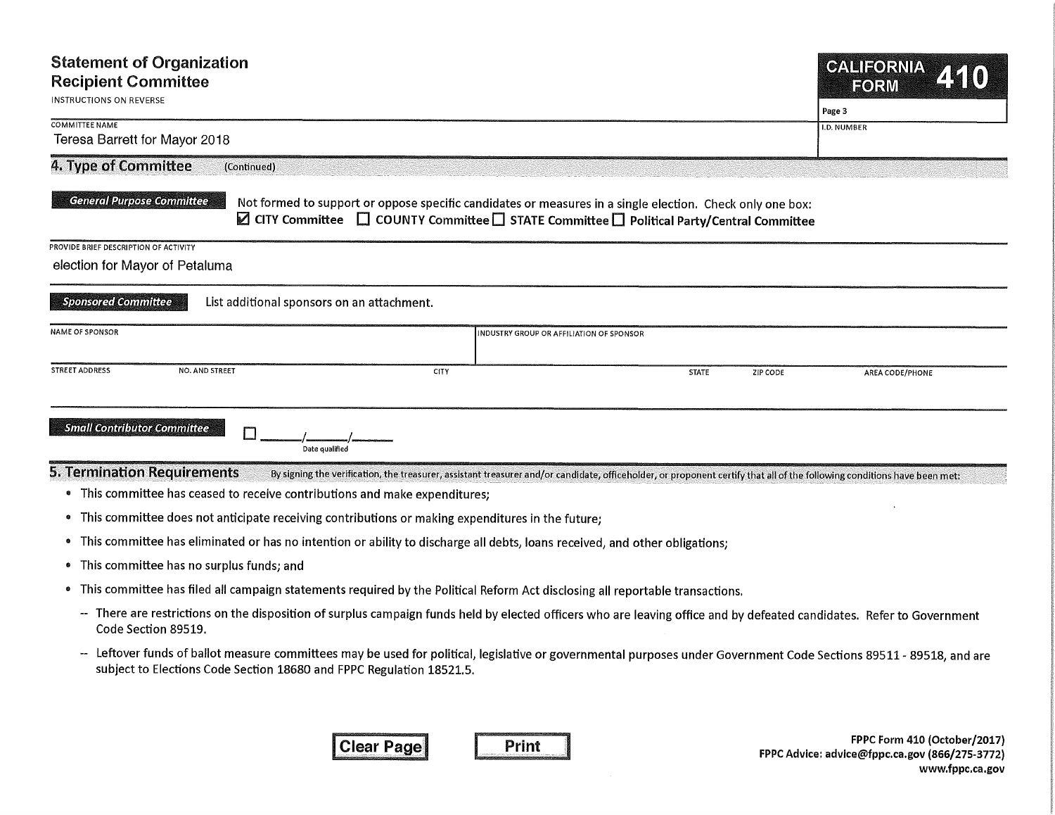# Statement of Organization Recipient Committee

INSTRUCTIONS ON REVERSE

**CALIFORNIA FORM 410**

Page 3

COMMITTEE NAME

Teresa Barrett for Mayor 2018

I.D. NUMBER

## 4. Type of Committee (Continued)

**General Purpose Committee**

Not formed to support or oppose specific candidates or measures in a single election. Check only one box:

☑ CITY Committee ☐ COUNTY Committee ☐ STATE Committee ☐ Political Party/Central Committee

PROVIDE BRIEF DESCRIPTION OF ACTIVITY

election for Mayor of Petaluma

**Sponsored Committee**

List additional sponsors on an attachment.

| NAME OF SPONSOR | | | INDUSTRY GROUP OR AFFILIATION OF SPONSOR | | |
|---|---|---|---|---|---|
| STREET ADDRESS NO. AND STREET | | CITY | STATE | ZIP CODE | AREA CODE/PHONE |
| | | | | | |

**Small Contributor Committee**

☐ \_\_\_\_/\_\_\_\_/\_\_\_\_ Date qualified

## 5. Termination Requirements

By signing the verification, the treasurer, assistant treasurer and/or candidate, officeholder, or proponent certify that all of the following conditions have been met:

- This committee has ceased to receive contributions and make expenditures;
- This committee does not anticipate receiving contributions or making expenditures in the future;
- This committee has eliminated or has no intention or ability to discharge all debts, loans received, and other obligations;
- This committee has no surplus funds; and
- This committee has filed all campaign statements required by the Political Reform Act disclosing all reportable transactions.
  - -- There are restrictions on the disposition of surplus campaign funds held by elected officers who are leaving office and by defeated candidates. Refer to Government Code Section 89519.
  - -- Leftover funds of ballot measure committees may be used for political, legislative or governmental purposes under Government Code Sections 89511 - 89518, and are subject to Elections Code Section 18680 and FPPC Regulation 18521.5.

Clear Page Print

FPPC Form 410 (October/2017)
FPPC Advice: advice@fppc.ca.gov (866/275-3772)
www.fppc.ca.gov